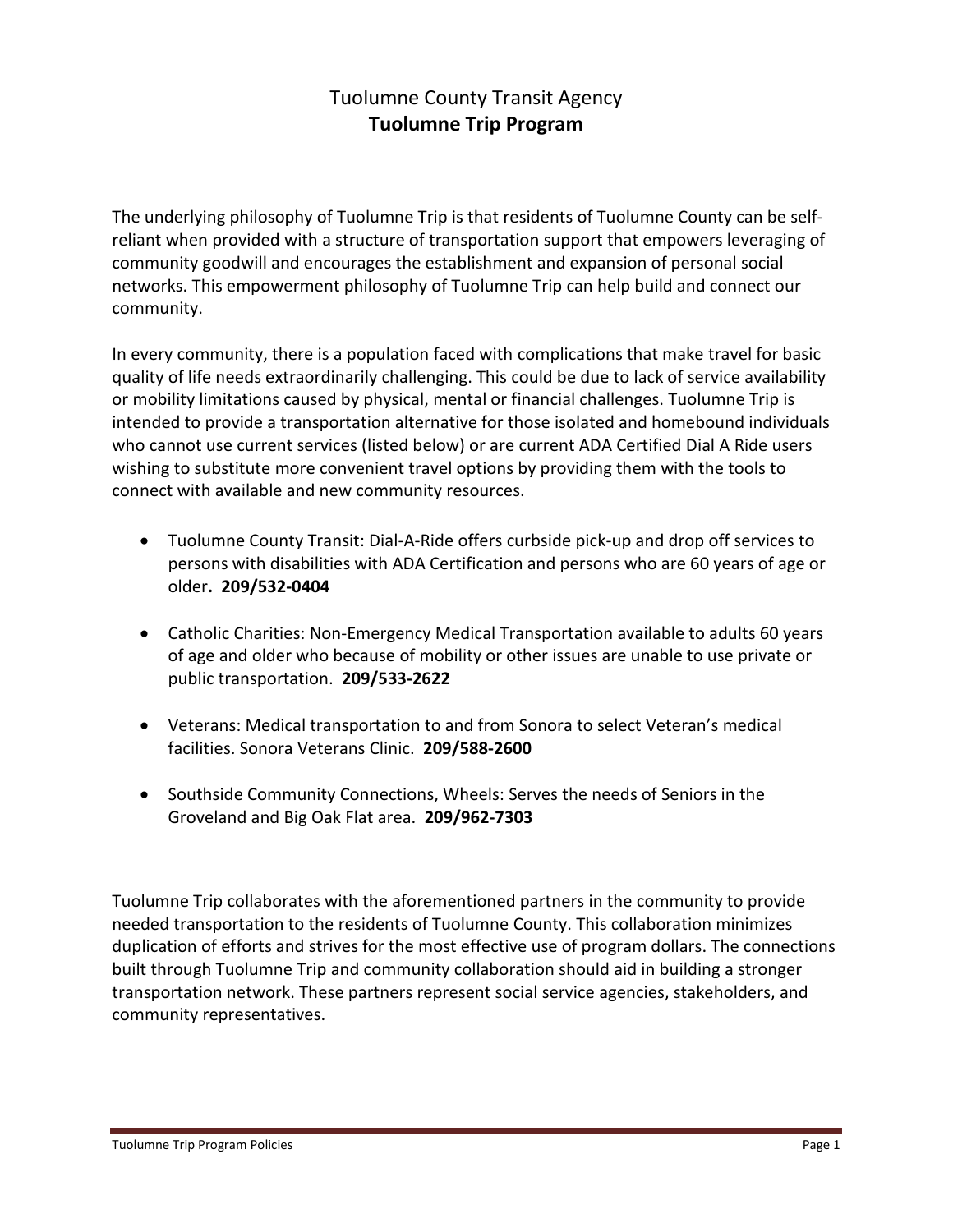# Tuolumne County Transit Agency
## **Tuolumne Trip Program**

The underlying philosophy of Tuolumne Trip is that residents of Tuolumne County can be self-reliant when provided with a structure of transportation support that empowers leveraging of community goodwill and encourages the establishment and expansion of personal social networks. This empowerment philosophy of Tuolumne Trip can help build and connect our community.

In every community, there is a population faced with complications that make travel for basic quality of life needs extraordinarily challenging. This could be due to lack of service availability or mobility limitations caused by physical, mental or financial challenges. Tuolumne Trip is intended to provide a transportation alternative for those isolated and homebound individuals who cannot use current services (listed below) or are current ADA Certified Dial A Ride users wishing to substitute more convenient travel options by providing them with the tools to connect with available and new community resources.

- Tuolumne County Transit: Dial-A-Ride offers curbside pick-up and drop off services to persons with disabilities with ADA Certification and persons who are 60 years of age or older**. 209/532-0404**
- Catholic Charities: Non-Emergency Medical Transportation available to adults 60 years of age and older who because of mobility or other issues are unable to use private or public transportation. **209/533-2622**
- Veterans: Medical transportation to and from Sonora to select Veteran's medical facilities. Sonora Veterans Clinic. **209/588-2600**
- Southside Community Connections, Wheels: Serves the needs of Seniors in the Groveland and Big Oak Flat area. **209/962-7303**

Tuolumne Trip collaborates with the aforementioned partners in the community to provide needed transportation to the residents of Tuolumne County. This collaboration minimizes duplication of efforts and strives for the most effective use of program dollars. The connections built through Tuolumne Trip and community collaboration should aid in building a stronger transportation network. These partners represent social service agencies, stakeholders, and community representatives.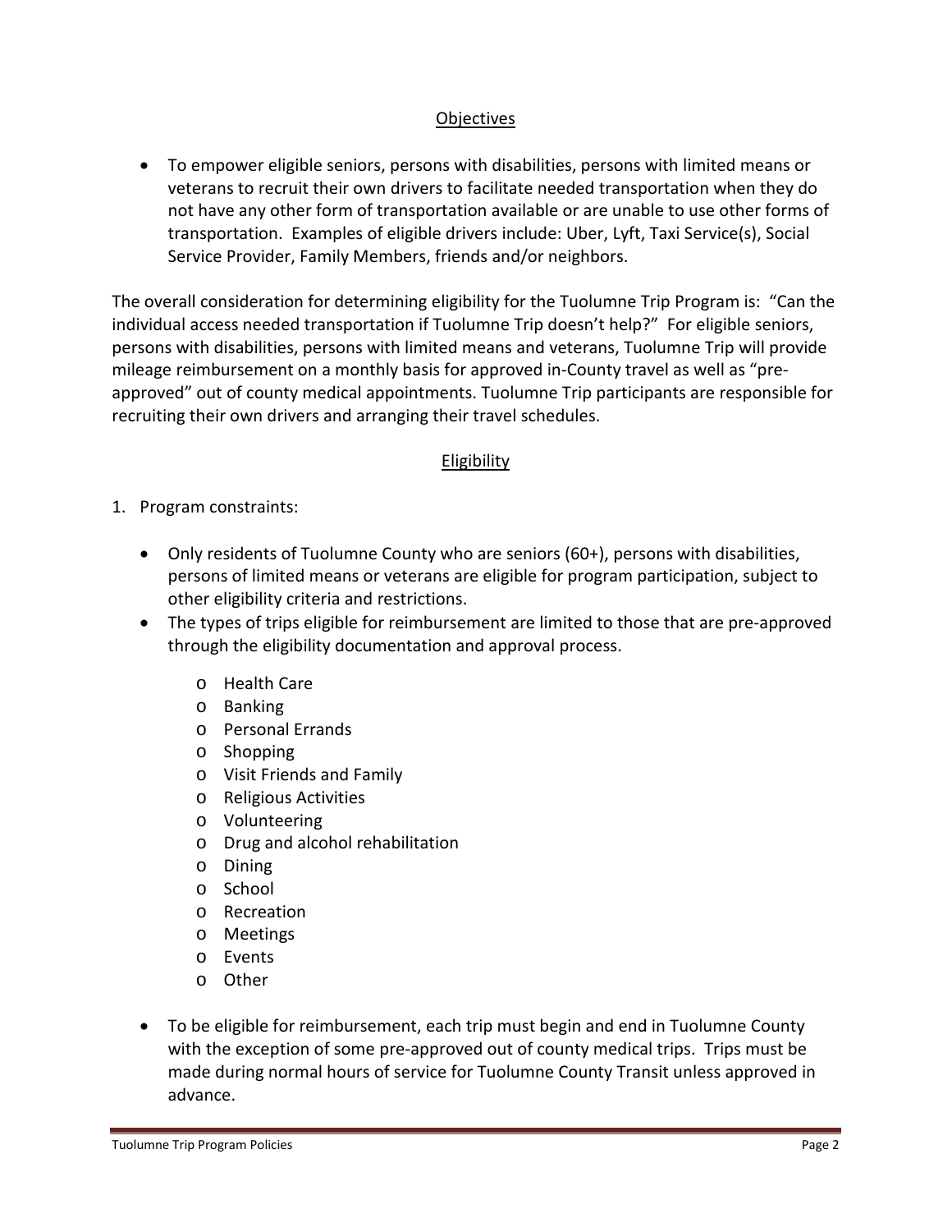## Objectives

- To empower eligible seniors, persons with disabilities, persons with limited means or veterans to recruit their own drivers to facilitate needed transportation when they do not have any other form of transportation available or are unable to use other forms of transportation. Examples of eligible drivers include: Uber, Lyft, Taxi Service(s), Social Service Provider, Family Members, friends and/or neighbors.

The overall consideration for determining eligibility for the Tuolumne Trip Program is: "Can the individual access needed transportation if Tuolumne Trip doesn't help?" For eligible seniors, persons with disabilities, persons with limited means and veterans, Tuolumne Trip will provide mileage reimbursement on a monthly basis for approved in-County travel as well as "pre-approved" out of county medical appointments. Tuolumne Trip participants are responsible for recruiting their own drivers and arranging their travel schedules.

## Eligibility

1. Program constraints:

   - Only residents of Tuolumne County who are seniors (60+), persons with disabilities, persons of limited means or veterans are eligible for program participation, subject to other eligibility criteria and restrictions.
   - The types of trips eligible for reimbursement are limited to those that are pre-approved through the eligibility documentation and approval process.
     - Health Care
     - Banking
     - Personal Errands
     - Shopping
     - Visit Friends and Family
     - Religious Activities
     - Volunteering
     - Drug and alcohol rehabilitation
     - Dining
     - School
     - Recreation
     - Meetings
     - Events
     - Other
   - To be eligible for reimbursement, each trip must begin and end in Tuolumne County with the exception of some pre-approved out of county medical trips. Trips must be made during normal hours of service for Tuolumne County Transit unless approved in advance.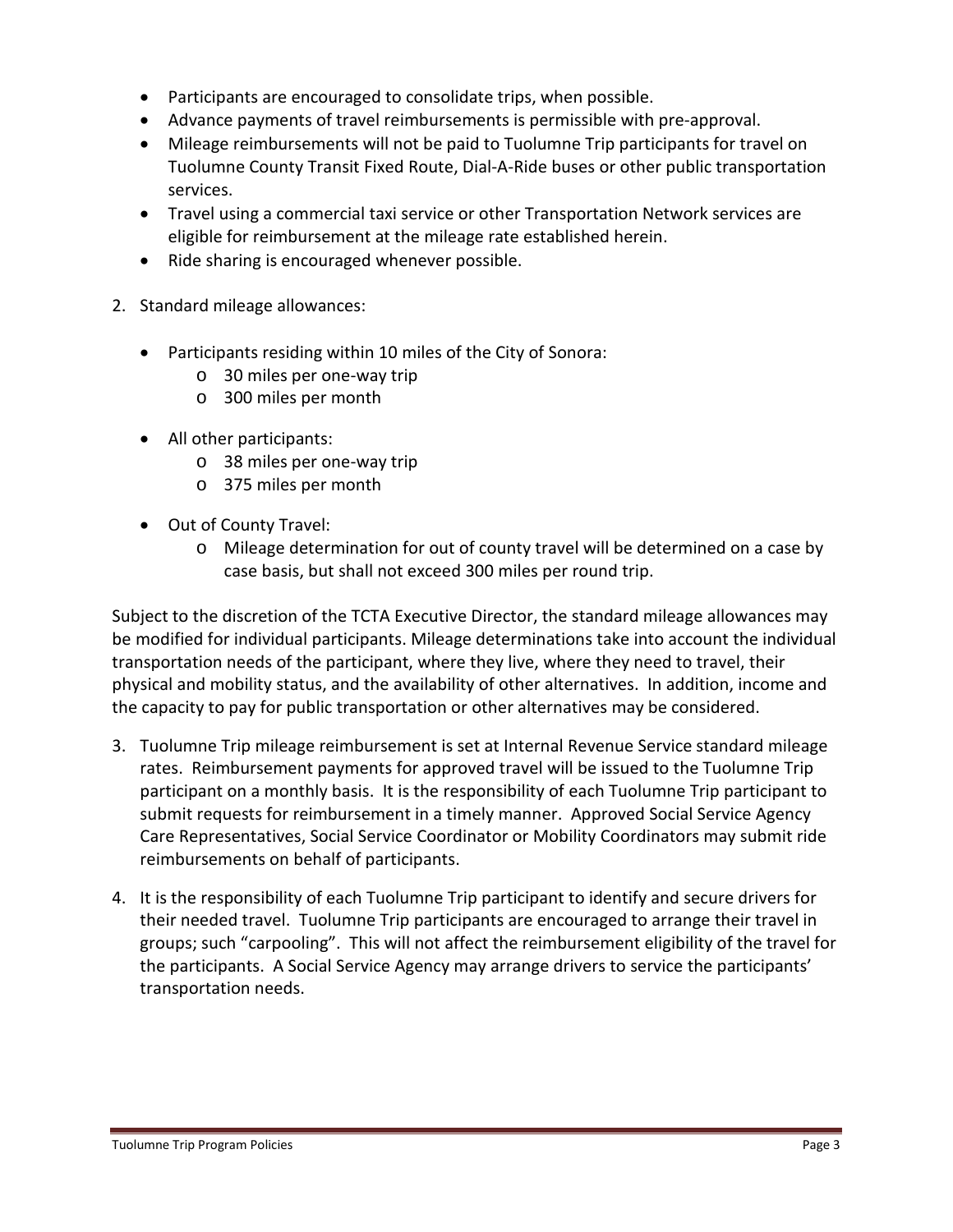- Participants are encouraged to consolidate trips, when possible.
- Advance payments of travel reimbursements is permissible with pre-approval.
- Mileage reimbursements will not be paid to Tuolumne Trip participants for travel on Tuolumne County Transit Fixed Route, Dial-A-Ride buses or other public transportation services.
- Travel using a commercial taxi service or other Transportation Network services are eligible for reimbursement at the mileage rate established herein.
- Ride sharing is encouraged whenever possible.

2. Standard mileage allowances:

   - Participants residing within 10 miles of the City of Sonora:
     - 30 miles per one-way trip
     - 300 miles per month

   - All other participants:
     - 38 miles per one-way trip
     - 375 miles per month

   - Out of County Travel:
     - Mileage determination for out of county travel will be determined on a case by case basis, but shall not exceed 300 miles per round trip.

Subject to the discretion of the TCTA Executive Director, the standard mileage allowances may be modified for individual participants. Mileage determinations take into account the individual transportation needs of the participant, where they live, where they need to travel, their physical and mobility status, and the availability of other alternatives. In addition, income and the capacity to pay for public transportation or other alternatives may be considered.

3. Tuolumne Trip mileage reimbursement is set at Internal Revenue Service standard mileage rates. Reimbursement payments for approved travel will be issued to the Tuolumne Trip participant on a monthly basis. It is the responsibility of each Tuolumne Trip participant to submit requests for reimbursement in a timely manner. Approved Social Service Agency Care Representatives, Social Service Coordinator or Mobility Coordinators may submit ride reimbursements on behalf of participants.

4. It is the responsibility of each Tuolumne Trip participant to identify and secure drivers for their needed travel. Tuolumne Trip participants are encouraged to arrange their travel in groups; such "carpooling". This will not affect the reimbursement eligibility of the travel for the participants. A Social Service Agency may arrange drivers to service the participants' transportation needs.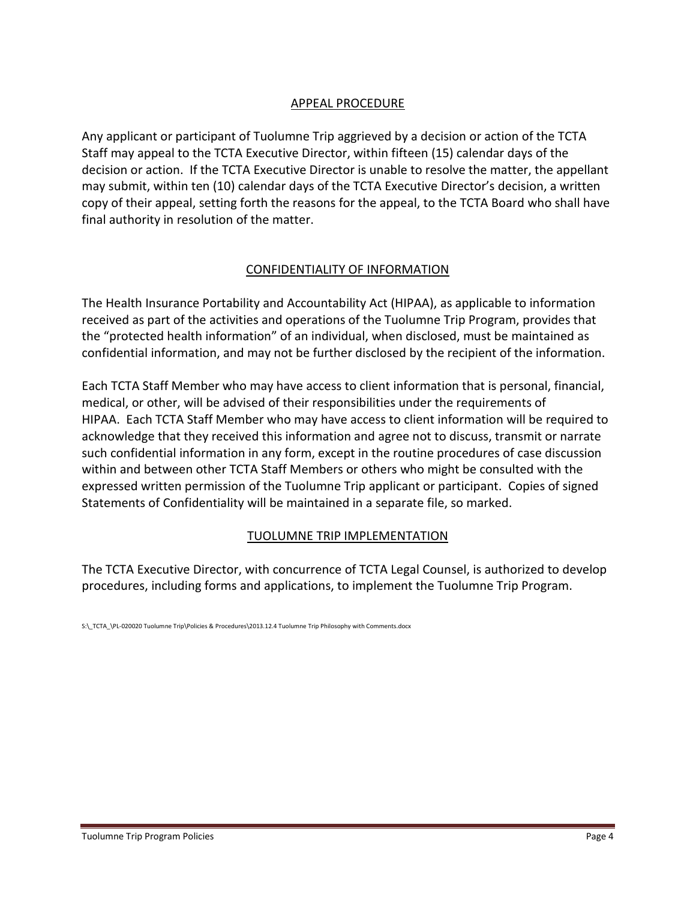## APPEAL PROCEDURE

Any applicant or participant of Tuolumne Trip aggrieved by a decision or action of the TCTA Staff may appeal to the TCTA Executive Director, within fifteen (15) calendar days of the decision or action. If the TCTA Executive Director is unable to resolve the matter, the appellant may submit, within ten (10) calendar days of the TCTA Executive Director's decision, a written copy of their appeal, setting forth the reasons for the appeal, to the TCTA Board who shall have final authority in resolution of the matter.

## CONFIDENTIALITY OF INFORMATION

The Health Insurance Portability and Accountability Act (HIPAA), as applicable to information received as part of the activities and operations of the Tuolumne Trip Program, provides that the "protected health information" of an individual, when disclosed, must be maintained as confidential information, and may not be further disclosed by the recipient of the information.

Each TCTA Staff Member who may have access to client information that is personal, financial, medical, or other, will be advised of their responsibilities under the requirements of HIPAA. Each TCTA Staff Member who may have access to client information will be required to acknowledge that they received this information and agree not to discuss, transmit or narrate such confidential information in any form, except in the routine procedures of case discussion within and between other TCTA Staff Members or others who might be consulted with the expressed written permission of the Tuolumne Trip applicant or participant. Copies of signed Statements of Confidentiality will be maintained in a separate file, so marked.

## TUOLUMNE TRIP IMPLEMENTATION

The TCTA Executive Director, with concurrence of TCTA Legal Counsel, is authorized to develop procedures, including forms and applications, to implement the Tuolumne Trip Program.

S:\_TCTA_\PL-020020 Tuolumne Trip\Policies & Procedures\2013.12.4 Tuolumne Trip Philosophy with Comments.docx